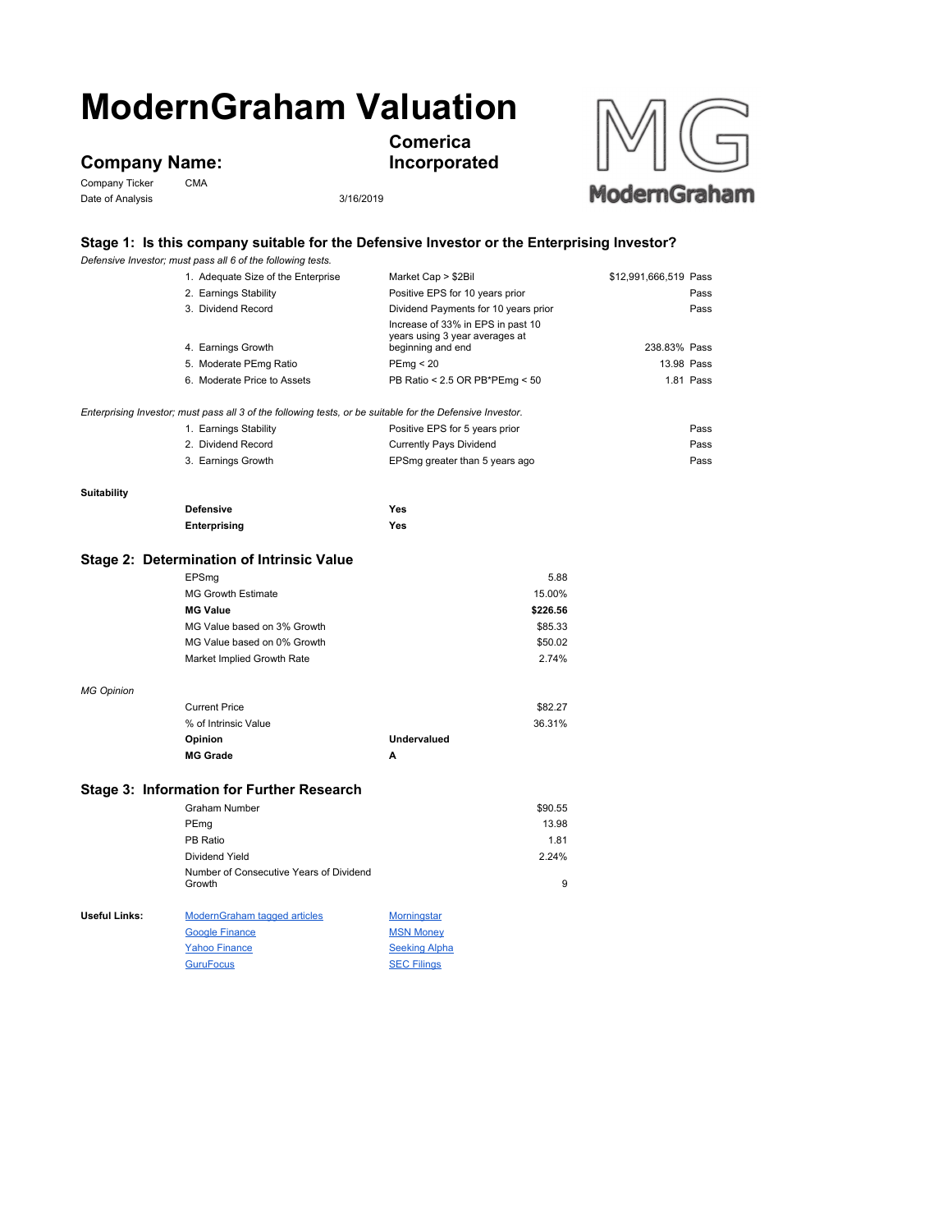# ModernGraham Valuation

## Company Name: Comerica Incorporated

Company Ticker CMA

Date of Analysis 3/16/2019

### Stage 1: Is this company suitable for the Defensive Investor or the Enterprising Investor?

*Defensive Investor; must pass all 6 of the following tests.*

| Test | Criteria | Value | Result |
|---|---|---|---|
| 1. Adequate Size of the Enterprise | Market Cap > $2Bil | $12,991,666,519 | Pass |
| 2. Earnings Stability | Positive EPS for 10 years prior | | Pass |
| 3. Dividend Record | Dividend Payments for 10 years prior | | Pass |
| 4. Earnings Growth | Increase of 33% in EPS in past 10 years using 3 year averages at beginning and end | 238.83% | Pass |
| 5. Moderate PEmg Ratio | PEmg < 20 | 13.98 | Pass |
| 6. Moderate Price to Assets | PB Ratio < 2.5 OR PB*PEmg < 50 | 1.81 | Pass |

*Enterprising Investor; must pass all 3 of the following tests, or be suitable for the Defensive Investor.*

| Test | Criteria | Result |
|---|---|---|
| 1. Earnings Stability | Positive EPS for 5 years prior | Pass |
| 2. Dividend Record | Currently Pays Dividend | Pass |
| 3. Earnings Growth | EPSmg greater than 5 years ago | Pass |

**Suitability**

| | |
|---|---|
| **Defensive** | **Yes** |
| **Enterprising** | **Yes** |

### Stage 2: Determination of Intrinsic Value

| | |
|---|---|
| EPSmg | 5.88 |
| MG Growth Estimate | 15.00% |
| **MG Value** | **$226.56** |
| MG Value based on 3% Growth | $85.33 |
| MG Value based on 0% Growth | $50.02 |
| Market Implied Growth Rate | 2.74% |

*MG Opinion*

| | | |
|---|---|---|
| Current Price | | $82.27 |
| % of Intrinsic Value | | 36.31% |
| **Opinion** | **Undervalued** | |
| **MG Grade** | **A** | |

### Stage 3: Information for Further Research

| | |
|---|---|
| Graham Number | $90.55 |
| PEmg | 13.98 |
| PB Ratio | 1.81 |
| Dividend Yield | 2.24% |
| Number of Consecutive Years of Dividend Growth | 9 |

**Useful Links:**

| | |
|---|---|
| ModernGraham tagged articles | Morningstar |
| Google Finance | MSN Money |
| Yahoo Finance | Seeking Alpha |
| GuruFocus | SEC Filings |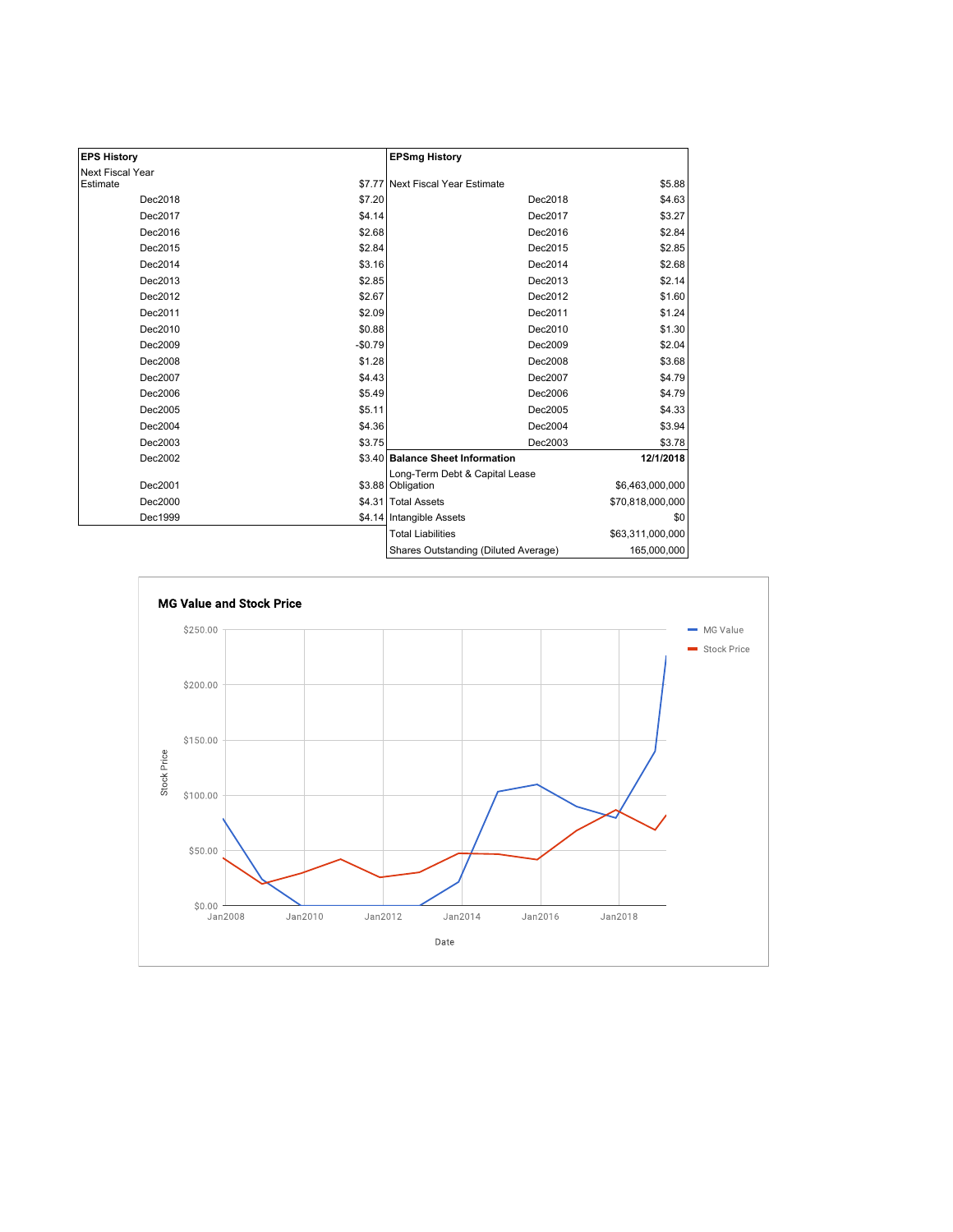| EPS History | |
|---|---|
| Next Fiscal Year Estimate | $7.77 |
| Dec2018 | $7.20 |
| Dec2017 | $4.14 |
| Dec2016 | $2.68 |
| Dec2015 | $2.84 |
| Dec2014 | $3.16 |
| Dec2013 | $2.85 |
| Dec2012 | $2.67 |
| Dec2011 | $2.09 |
| Dec2010 | $0.88 |
| Dec2009 | -$0.79 |
| Dec2008 | $1.28 |
| Dec2007 | $4.43 |
| Dec2006 | $5.49 |
| Dec2005 | $5.11 |
| Dec2004 | $4.36 |
| Dec2003 | $3.75 |
| Dec2002 | $3.40 |
| Dec2001 | $3.88 |
| Dec2000 | $4.31 |
| Dec1999 | $4.14 |

| EPSmg History | |
|---|---|
| Next Fiscal Year Estimate | $5.88 |
| Dec2018 | $4.63 |
| Dec2017 | $3.27 |
| Dec2016 | $2.84 |
| Dec2015 | $2.85 |
| Dec2014 | $2.68 |
| Dec2013 | $2.14 |
| Dec2012 | $1.60 |
| Dec2011 | $1.24 |
| Dec2010 | $1.30 |
| Dec2009 | $2.04 |
| Dec2008 | $3.68 |
| Dec2007 | $4.79 |
| Dec2006 | $4.79 |
| Dec2005 | $4.33 |
| Dec2004 | $3.94 |
| Dec2003 | $3.78 |

| Balance Sheet Information | 12/1/2018 |
|---|---|
| Long-Term Debt & Capital Lease Obligation | $6,463,000,000 |
| Total Assets | $70,818,000,000 |
| Intangible Assets | $0 |
| Total Liabilities | $63,311,000,000 |
| Shares Outstanding (Diluted Average) | 165,000,000 |

**MG Value and Stock Price**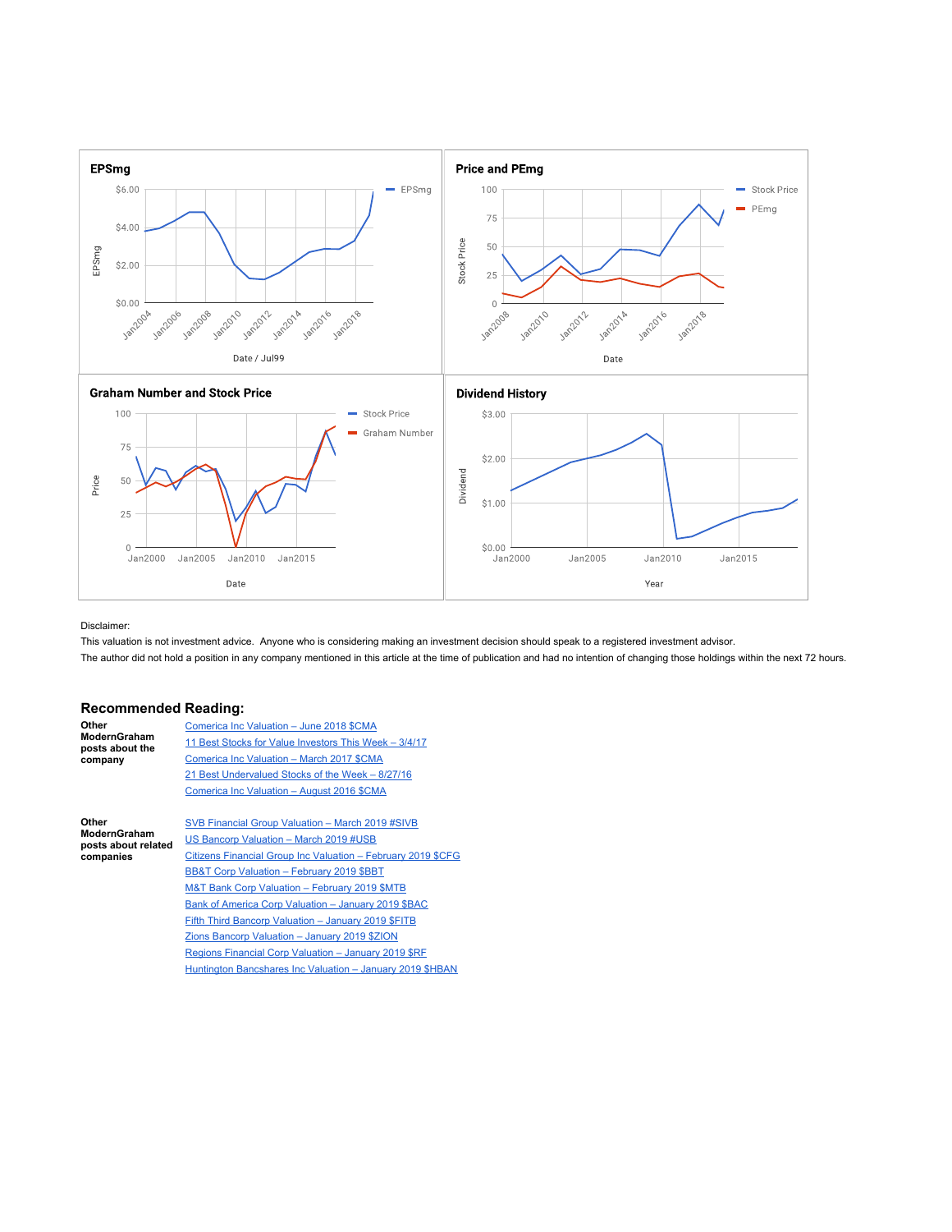## EPSmg

$6.00
$4.00
$2.00
$0.00

EPSmg

Jan2004 Jan2006 Jan2008 Jan2010 Jan2012 Jan2014 Jan2016 Jan2018

Date / Jul99

EPSmg

## Price and PEmg

100
75
50
25
0

Stock Price

Jan2008 Jan2010 Jan2012 Jan2014 Jan2016 Jan2018

Date

Stock Price
PEmg

## Graham Number and Stock Price

100
75
50
25
0

Price

Jan2000 Jan2005 Jan2010 Jan2015

Date

Stock Price
Graham Number

## Dividend History

$3.00
$2.00
$1.00
$0.00

Dividend

Jan2000 Jan2005 Jan2010 Jan2015

Year

Disclaimer:

This valuation is not investment advice. Anyone who is considering making an investment decision should speak to a registered investment advisor.

The author did not hold a position in any company mentioned in this article at the time of publication and had no intention of changing those holdings within the next 72 hours.

## Recommended Reading:

| | |
|---|---|
| **Other ModernGraham posts about the company** | Comerica Inc Valuation – June 2018 $CMA<br>11 Best Stocks for Value Investors This Week – 3/4/17<br>Comerica Inc Valuation – March 2017 $CMA<br>21 Best Undervalued Stocks of the Week – 8/27/16<br>Comerica Inc Valuation – August 2016 $CMA |
| **Other ModernGraham posts about related companies** | SVB Financial Group Valuation – March 2019 #SIVB<br>US Bancorp Valuation – March 2019 #USB<br>Citizens Financial Group Inc Valuation – February 2019 $CFG<br>BB&T Corp Valuation – February 2019 $BBT<br>M&T Bank Corp Valuation – February 2019 $MTB<br>Bank of America Corp Valuation – January 2019 $BAC<br>Fifth Third Bancorp Valuation – January 2019 $FITB<br>Zions Bancorp Valuation – January 2019 $ZION<br>Regions Financial Corp Valuation – January 2019 $RF<br>Huntington Bancshares Inc Valuation – January 2019 $HBAN |